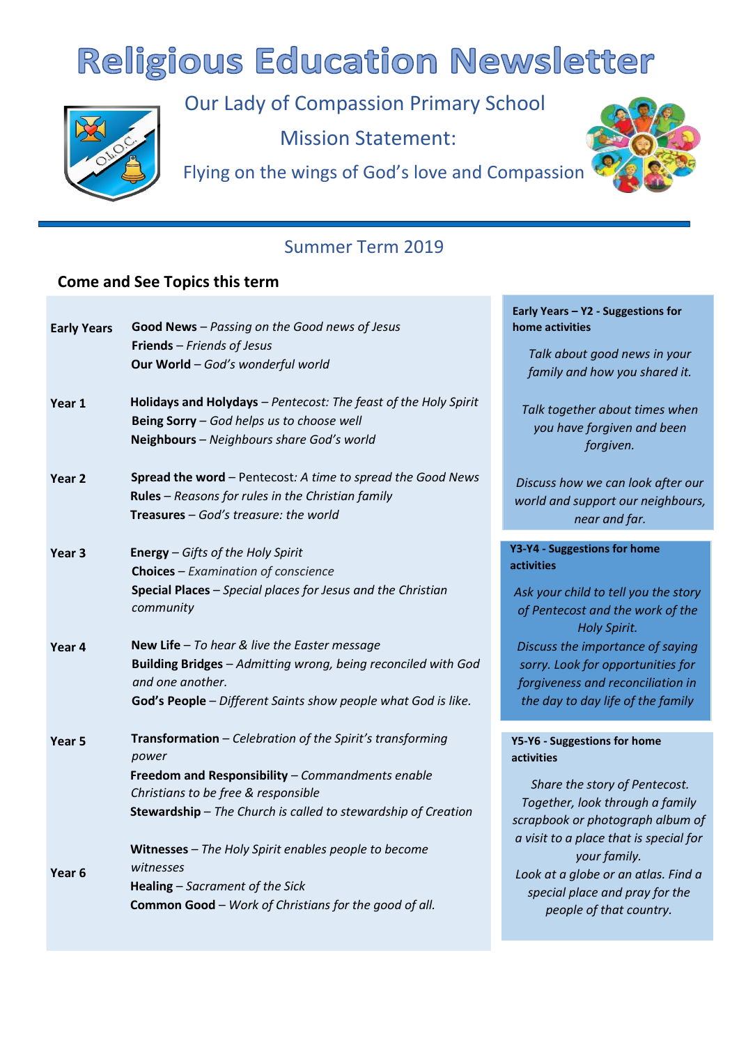# Religious Education Newsletter

Our Lady of Compassion Primary School

Mission Statement:

Flying on the wings of God's love and Compassion

## Summer Term 2019

### Come and See Topics this term

| | |
|---|---|
| **Early Years** | **Good News** – *Passing on the Good news of Jesus*<br>**Friends** – *Friends of Jesus*<br>**Our World** – *God's wonderful world* |
| **Year 1** | **Holidays and Holydays** – *Pentecost: The feast of the Holy Spirit*<br>**Being Sorry** – *God helps us to choose well*<br>**Neighbours** – *Neighbours share God's world* |
| **Year 2** | **Spread the word** – Pentecost*: A time to spread the Good News*<br>**Rules** – *Reasons for rules in the Christian family*<br>**Treasures** – *God's treasure: the world* |
| **Year 3** | **Energy** – *Gifts of the Holy Spirit*<br>**Choices** – *Examination of conscience*<br>**Special Places** – *Special places for Jesus and the Christian community* |
| **Year 4** | **New Life** – *To hear & live the Easter message*<br>**Building Bridges** – *Admitting wrong, being reconciled with God and one another.*<br>**God's People** – *Different Saints show people what God is like.* |
| **Year 5** | **Transformation** – *Celebration of the Spirit's transforming power*<br>**Freedom and Responsibility** – *Commandments enable Christians to be free & responsible*<br>**Stewardship** – *The Church is called to stewardship of Creation* |
| **Year 6** | **Witnesses** – *The Holy Spirit enables people to become witnesses*<br>**Healing** – *Sacrament of the Sick*<br>**Common Good** – *Work of Christians for the good of all.* |

**Early Years – Y2 - Suggestions for home activities**

*Talk about good news in your family and how you shared it.*

*Talk together about times when you have forgiven and been forgiven.*

*Discuss how we can look after our world and support our neighbours, near and far.*

**Y3-Y4 - Suggestions for home activities**

*Ask your child to tell you the story of Pentecost and the work of the Holy Spirit.*

*Discuss the importance of saying sorry. Look for opportunities for forgiveness and reconciliation in the day to day life of the family*

**Y5-Y6 - Suggestions for home activities**

*Share the story of Pentecost. Together, look through a family scrapbook or photograph album of a visit to a place that is special for your family.*

*Look at a globe or an atlas. Find a special place and pray for the people of that country.*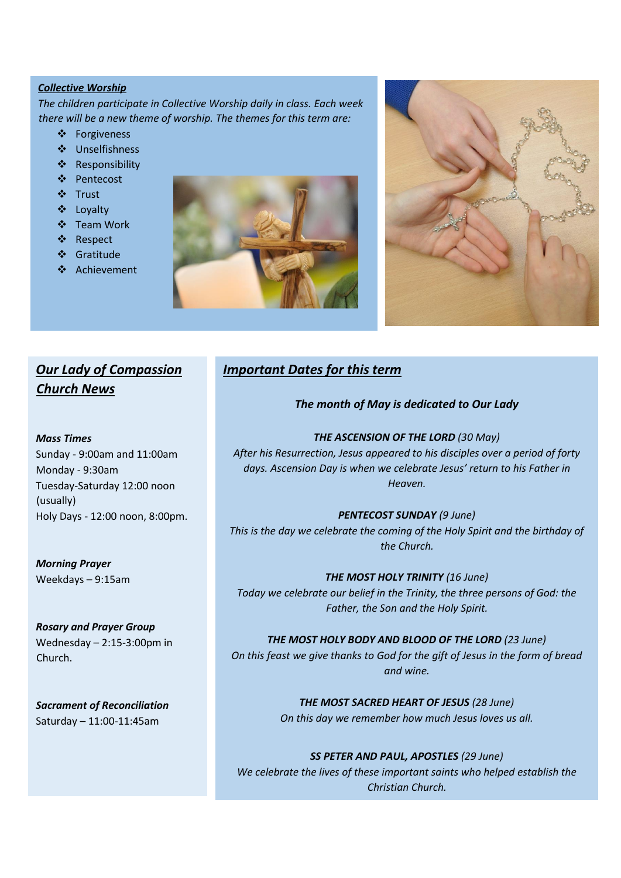## *Collective Worship*

*The children participate in Collective Worship daily in class. Each week there will be a new theme of worship. The themes for this term are:*

- Forgiveness
- Unselfishness
- Responsibility
- Pentecost
- Trust
- Loyalty
- Team Work
- Respect
- Gratitude
- Achievement

## *Our Lady of Compassion Church News*

***Mass Times***

Sunday - 9:00am and 11:00am
Monday - 9:30am
Tuesday-Saturday 12:00 noon (usually)
Holy Days - 12:00 noon, 8:00pm.

***Morning Prayer***

Weekdays – 9:15am

***Rosary and Prayer Group***

Wednesday – 2:15-3:00pm in Church.

***Sacrament of Reconciliation***

Saturday – 11:00-11:45am

## *Important Dates for this term*

***The month of May is dedicated to Our Lady***

***THE ASCENSION OF THE LORD*** *(30 May)*
*After his Resurrection, Jesus appeared to his disciples over a period of forty days. Ascension Day is when we celebrate Jesus' return to his Father in Heaven.*

***PENTECOST SUNDAY*** *(9 June)*
*This is the day we celebrate the coming of the Holy Spirit and the birthday of the Church.*

***THE MOST HOLY TRINITY*** *(16 June)*
*Today we celebrate our belief in the Trinity, the three persons of God: the Father, the Son and the Holy Spirit.*

***THE MOST HOLY BODY AND BLOOD OF THE LORD*** *(23 June)*
*On this feast we give thanks to God for the gift of Jesus in the form of bread and wine.*

***THE MOST SACRED HEART OF JESUS*** *(28 June)*
*On this day we remember how much Jesus loves us all.*

***SS PETER AND PAUL, APOSTLES*** *(29 June)*
*We celebrate the lives of these important saints who helped establish the Christian Church.*